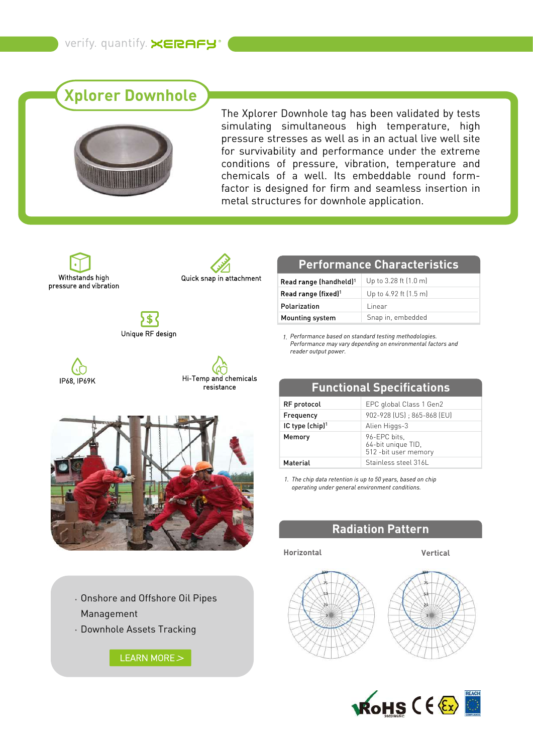# Xplorer Downhole

The Xplorer Downhole tag has been validated by tests simulating simultaneous high temperature, high pressure stresses as well as in an actual live well site for survivability and performance under the extreme conditions of pressure, vibration, temperature and chemicals of a well. Its embeddable round form-factor is designed for firm and seamless insertion in metal structures for downhole application.

- Withstands high pressure and vibration
- Quick snap in attachment
- Unique RF design
- IP68, IP69K
- Hi-Temp and chemicals resistance

## Performance Characteristics

| | |
|---|---|
| Read range (handheld)[1] | Up to 3.28 ft (1.0 m) |
| Read range (fixed)[1] | Up to 4.92 ft (1.5 m) |
| Polarization | Linear |
| Mounting system | Snap in, embedded |

*1. Performance based on standard testing methodologies. Performance may vary depending on environmental factors and reader output power.*

## Functional Specifications

| | |
|---|---|
| RF protocol | EPC global Class 1 Gen2 |
| Frequency | 902-928 (US) ; 865-868 (EU) |
| IC type (chip)[1] | Alien Higgs-3 |
| Memory | 96-EPC bits, 64-bit unique TID, 512 -bit user memory |
| Material | Stainless steel 316L |

*1. The chip data retention is up to 50 years, based on chip operating under general environment conditions.*

## Radiation Pattern

Horizontal

Vertical

- Onshore and Offshore Oil Pipes Management
- Downhole Assets Tracking

LEARN MORE >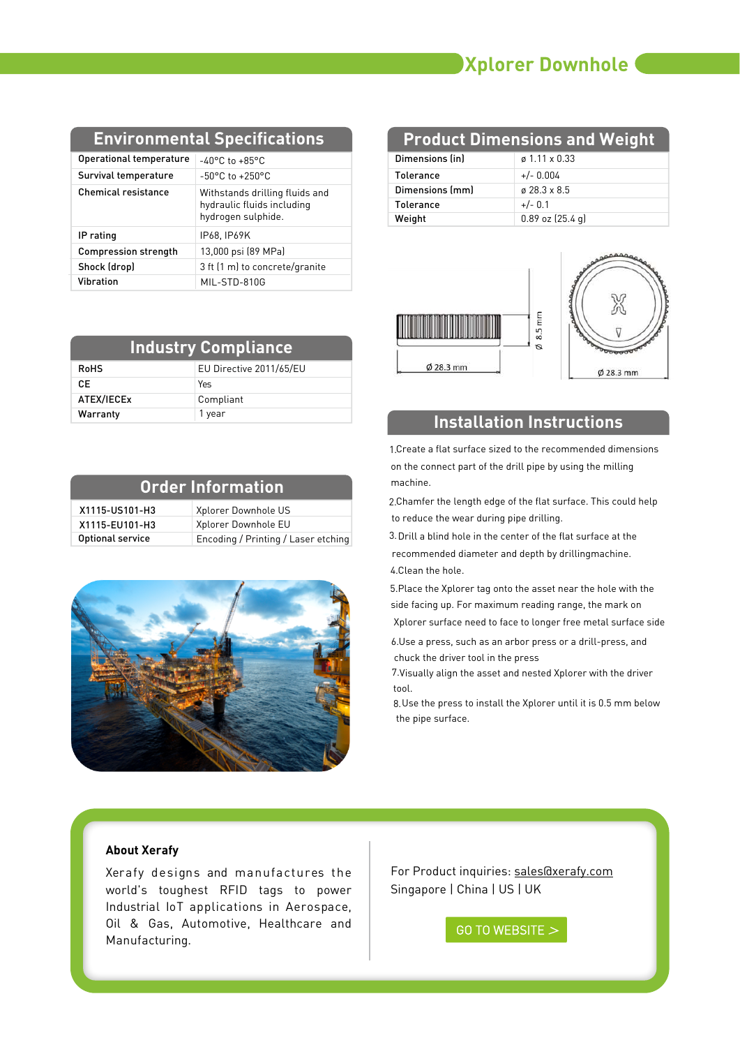# Xplorer Downhole

## Environmental Specifications

| | |
|---|---|
| Operational temperature | -40°C to +85°C |
| Survival temperature | -50°C to +250°C |
| Chemical resistance | Withstands drilling fluids and hydraulic fluids including hydrogen sulphide. |
| IP rating | IP68, IP69K |
| Compression strength | 13,000 psi (89 MPa) |
| Shock (drop) | 3 ft (1 m) to concrete/granite |
| Vibration | MIL-STD-810G |

## Industry Compliance

| | |
|---|---|
| RoHS | EU Directive 2011/65/EU |
| CE | Yes |
| ATEX/IECEx | Compliant |
| Warranty | 1 year |

## Order Information

| | |
|---|---|
| X1115-US101-H3 | Xplorer Downhole US |
| X1115-EU101-H3 | Xplorer Downhole EU |
| Optional service | Encoding / Printing / Laser etching |

## Product Dimensions and Weight

| | |
|---|---|
| Dimensions (in) | ø 1.11 x 0.33 |
| Tolerance | +/- 0.004 |
| Dimensions (mm) | ø 28.3 x 8.5 |
| Tolerance | +/- 0.1 |
| Weight | 0.89 oz (25.4 g) |

Ø 28.3 mm

Ø 8.5 mm

Ø 28.3 mm

## Installation Instructions

1. Create a flat surface sized to the recommended dimensions on the connect part of the drill pipe by using the milling machine.
2. Chamfer the length edge of the flat surface. This could help to reduce the wear during pipe drilling.
3. Drill a blind hole in the center of the flat surface at the recommended diameter and depth by drillingmachine.
4. Clean the hole.
5. Place the Xplorer tag onto the asset near the hole with the side facing up. For maximum reading range, the mark on Xplorer surface need to face to longer free metal surface side
6. Use a press, such as an arbor press or a drill-press, and chuck the driver tool in the press
7. Visually align the asset and nested Xplorer with the driver tool.
8. Use the press to install the Xplorer until it is 0.5 mm below the pipe surface.

**About Xerafy**

Xerafy designs and manufactures the world's toughest RFID tags to power Industrial IoT applications in Aerospace, Oil & Gas, Automotive, Healthcare and Manufacturing.

For Product inquiries: sales@xerafy.com

Singapore | China | US | UK

GO TO WEBSITE >